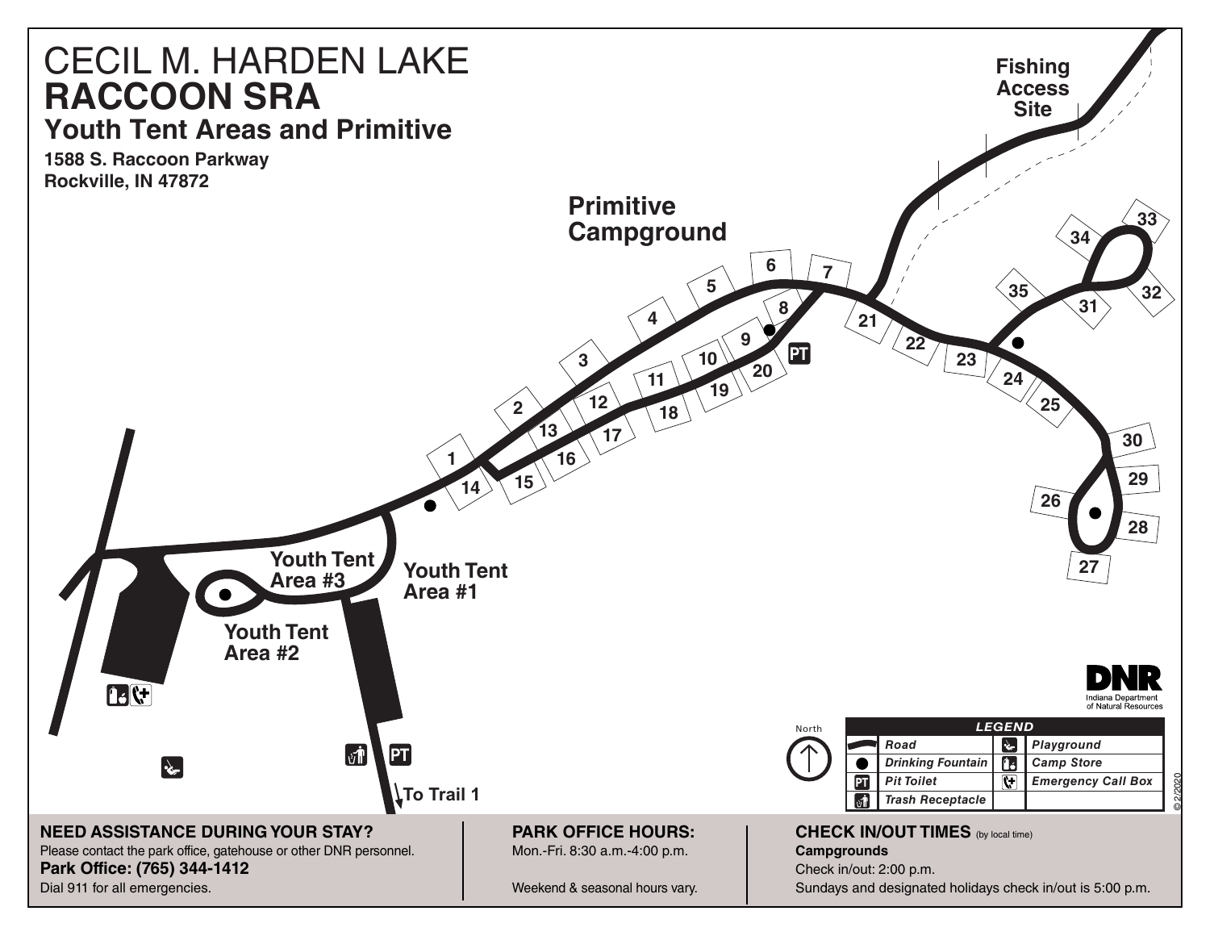# CECIL M. HARDEN LAKE
# RACCOON SRA
## Youth Tent Areas and Primitive

**1588 S. Raccoon Parkway**
**Rockville, IN 47872**

**Primitive Campground**

1 2 3 4 5 6 7 8 9 10 11 12 13 14 15 16 17 18 19 20 21 22 23 24 25 26 27 28 29 30 31 32 33 34 35

**Fishing Access Site**

**Youth Tent Area #1**

**Youth Tent Area #2**

**Youth Tent Area #3**

**To Trail 1**

North

| LEGEND | | | |
|---|---|---|---|
| | Road | | Playground |
| ● | Drinking Fountain | | Camp Store |
| PT | Pit Toilet | | Emergency Call Box |
| | Trash Receptacle | | |

DNR
Indiana Department of Natural Resources

©2/2020

**NEED ASSISTANCE DURING YOUR STAY?**
Please contact the park office, gatehouse or other DNR personnel.
**Park Office: (765) 344-1412**
Dial 911 for all emergencies.

**PARK OFFICE HOURS:**
Mon.-Fri. 8:30 a.m.-4:00 p.m.

Weekend & seasonal hours vary.

**CHECK IN/OUT TIMES** (by local time)
**Campgrounds**
Check in/out: 2:00 p.m.
Sundays and designated holidays check in/out is 5:00 p.m.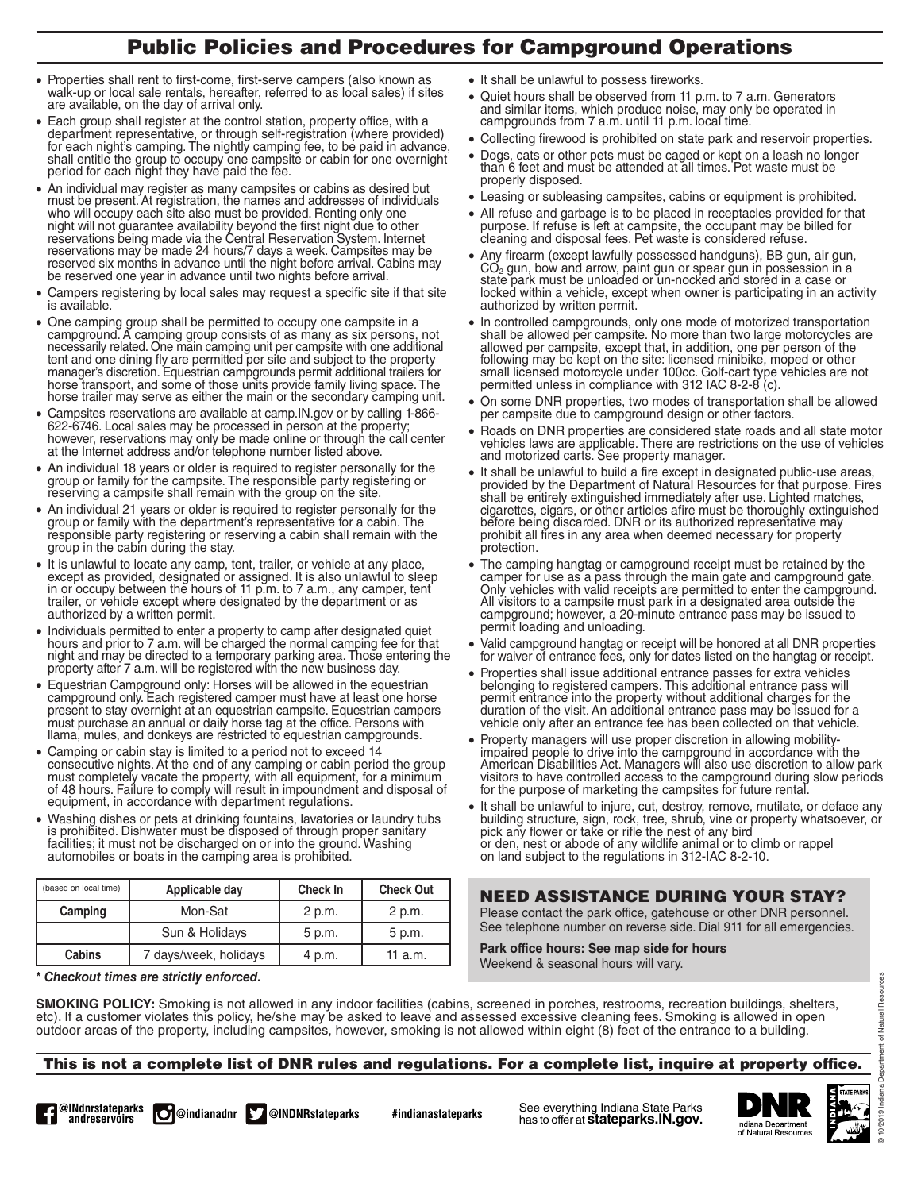# Public Policies and Procedures for Campground Operations

- Properties shall rent to first-come, first-serve campers (also known as walk-up or local sale rentals, hereafter, referred to as local sales) if sites are available, on the day of arrival only.
- Each group shall register at the control station, property office, with a department representative, or through self-registration (where provided) for each night's camping. The nightly camping fee, to be paid in advance, shall entitle the group to occupy one campsite or cabin for one overnight period for each night they have paid the fee.
- An individual may register as many campsites or cabins as desired but must be present. At registration, the names and addresses of individuals who will occupy each site also must be provided. Renting only one night will not guarantee availability beyond the first night due to other reservations being made via the Central Reservation System. Internet reservations may be made 24 hours/7 days a week. Campsites may be reserved six months in advance until the night before arrival. Cabins may be reserved one year in advance until two nights before arrival.
- Campers registering by local sales may request a specific site if that site is available.
- One camping group shall be permitted to occupy one campsite in a campground. A camping group consists of as many as six persons, not necessarily related. One main camping unit per campsite with one additional tent and one dining fly are permitted per site and subject to the property manager's discretion. Equestrian campgrounds permit additional trailers for horse transport, and some of those units provide family living space. The horse trailer may serve as either the main or the secondary camping unit.
- Campsites reservations are available at camp.IN.gov or by calling 1-866-622-6746. Local sales may be processed in person at the property; however, reservations may only be made online or through the call center at the Internet address and/or telephone number listed above.
- An individual 18 years or older is required to register personally for the group or family for the campsite. The responsible party registering or reserving a campsite shall remain with the group on the site.
- An individual 21 years or older is required to register personally for the group or family with the department's representative for a cabin. The responsible party registering or reserving a cabin shall remain with the group in the cabin during the stay.
- It is unlawful to locate any camp, tent, trailer, or vehicle at any place, except as provided, designated or assigned. It is also unlawful to sleep in or occupy between the hours of 11 p.m. to 7 a.m., any camper, tent trailer, or vehicle except where designated by the department or as authorized by a written permit.
- Individuals permitted to enter a property to camp after designated quiet hours and prior to 7 a.m. will be charged the normal camping fee for that night and may be directed to a temporary parking area. Those entering the property after 7 a.m. will be registered with the new business day.
- Equestrian Campground only: Horses will be allowed in the equestrian campground only. Each registered camper must have at least one horse present to stay overnight at an equestrian campsite. Equestrian campers must purchase an annual or daily horse tag at the office. Persons with llama, mules, and donkeys are restricted to equestrian campgrounds.
- Camping or cabin stay is limited to a period not to exceed 14 consecutive nights. At the end of any camping or cabin period the group must completely vacate the property, with all equipment, for a minimum of 48 hours. Failure to comply will result in impoundment and disposal of equipment, in accordance with department regulations.
- Washing dishes or pets at drinking fountains, lavatories or laundry tubs is prohibited. Dishwater must be disposed of through proper sanitary facilities; it must not be discharged on or into the ground. Washing automobiles or boats in the camping area is prohibited.
- It shall be unlawful to possess fireworks.
- Quiet hours shall be observed from 11 p.m. to 7 a.m. Generators and similar items, which produce noise, may only be operated in campgrounds from 7 a.m. until 11 p.m. local time.
- Collecting firewood is prohibited on state park and reservoir properties.
- Dogs, cats or other pets must be caged or kept on a leash no longer than 6 feet and must be attended at all times. Pet waste must be properly disposed.
- Leasing or subleasing campsites, cabins or equipment is prohibited.
- All refuse and garbage is to be placed in receptacles provided for that purpose. If refuse is left at campsite, the occupant may be billed for cleaning and disposal fees. Pet waste is considered refuse.
- Any firearm (except lawfully possessed handguns), BB gun, air gun, $CO_2$ gun, bow and arrow, paint gun or spear gun in possession in a state park must be unloaded or un-nocked and stored in a case or locked within a vehicle, except when owner is participating in an activity authorized by written permit.
- In controlled campgrounds, only one mode of motorized transportation shall be allowed per campsite. No more than two large motorcycles are allowed per campsite, except that, in addition, one per person of the following may be kept on the site: licensed minibike, moped or other small licensed motorcycle under 100cc. Golf-cart type vehicles are not permitted unless in compliance with 312 IAC 8-2-8 (c).
- On some DNR properties, two modes of transportation shall be allowed per campsite due to campground design or other factors.
- Roads on DNR properties are considered state roads and all state motor vehicles laws are applicable. There are restrictions on the use of vehicles and motorized carts. See property manager.
- It shall be unlawful to build a fire except in designated public-use areas, provided by the Department of Natural Resources for that purpose. Fires shall be entirely extinguished immediately after use. Lighted matches, cigarettes, cigars, or other articles afire must be thoroughly extinguished before being discarded. DNR or its authorized representative may prohibit all fires in any area when deemed necessary for property protection.
- The camping hangtag or campground receipt must be retained by the camper for use as a pass through the main gate and campground gate. Only vehicles with valid receipts are permitted to enter the campground. All visitors to a campsite must park in a designated area outside the campground; however, a 20-minute entrance pass may be issued to permit loading and unloading.
- Valid campground hangtag or receipt will be honored at all DNR properties for waiver of entrance fees, only for dates listed on the hangtag or receipt.
- Properties shall issue additional entrance passes for extra vehicles belonging to registered campers. This additional entrance pass will permit entrance into the property without additional charges for the duration of the visit. An additional entrance pass may be issued for a vehicle only after an entrance fee has been collected on that vehicle.
- Property managers will use proper discretion in allowing mobility-impaired people to drive into the campground in accordance with the American Disabilities Act. Managers will also use discretion to allow park visitors to have controlled access to the campground during slow periods for the purpose of marketing the campsites for future rental.
- It shall be unlawful to injure, cut, destroy, remove, mutilate, or deface any building structure, sign, rock, tree, shrub, vine or property whatsoever, or pick any flower or take or rifle the nest of any bird or den, nest or abode of any wildlife animal or to climb or rappel on land subject to the regulations in 312-IAC 8-2-10.

| (based on local time) | Applicable day | Check In | Check Out |
|---|---|---|---|
| **Camping** | Mon-Sat | 2 p.m. | 2 p.m. |
| | Sun & Holidays | 5 p.m. | 5 p.m. |
| **Cabins** | 7 days/week, holidays | 4 p.m. | 11 a.m. |

***\* Checkout times are strictly enforced.***

## NEED ASSISTANCE DURING YOUR STAY?

Please contact the park office, gatehouse or other DNR personnel. See telephone number on reverse side. Dial 911 for all emergencies.

**Park office hours: See map side for hours**
Weekend & seasonal hours will vary.

**SMOKING POLICY:** Smoking is not allowed in any indoor facilities (cabins, screened in porches, restrooms, recreation buildings, shelters, etc). If a customer violates this policy, he/she may be asked to leave and assessed excessive cleaning fees. Smoking is allowed in open outdoor areas of the property, including campsites, however, smoking is not allowed within eight (8) feet of the entrance to a building.

**This is not a complete list of DNR rules and regulations. For a complete list, inquire at property office.**

@INdnrstateparks andreservoirs | @indianadnr | @INDNRstateparks | #indianastateparks

See everything Indiana State Parks has to offer at **stateparks.IN.gov.**

DNR Indiana Department of Natural Resources

© 10/2019 Indiana Department of Natural Resources